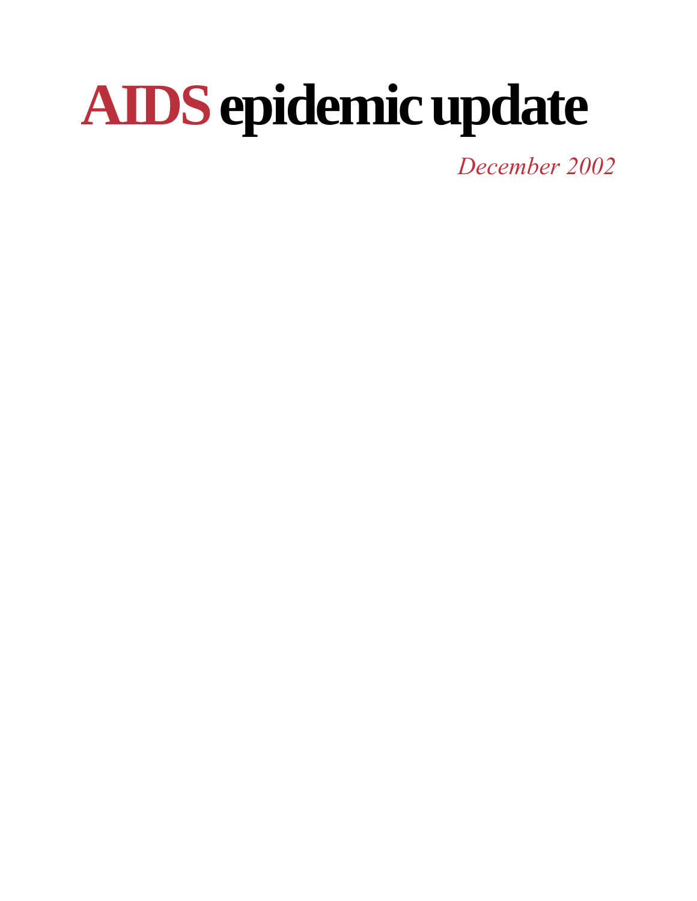# AIDS epidemic update

*December 2002*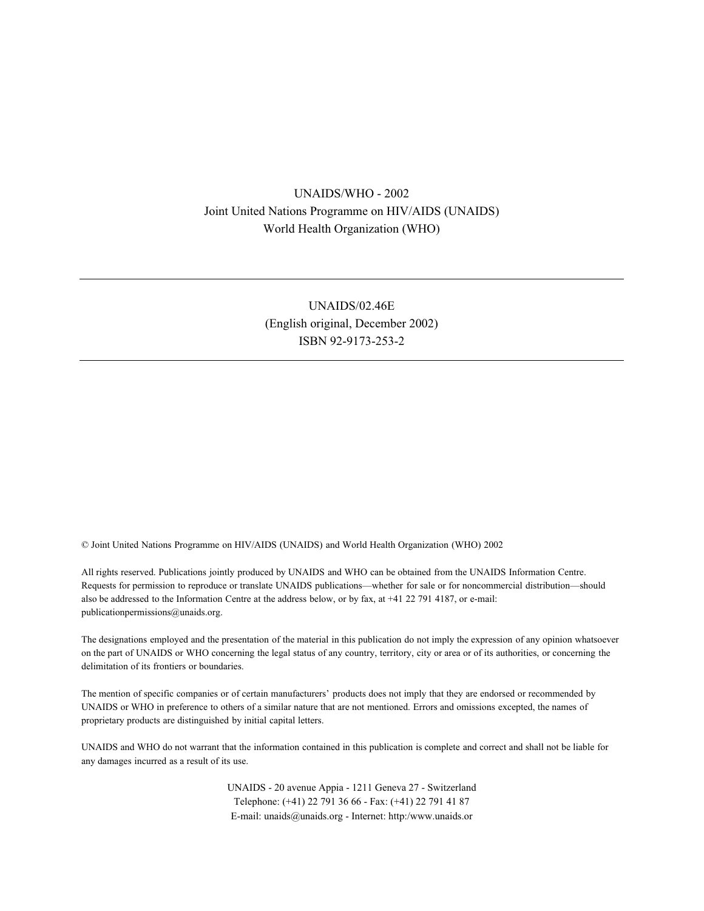UNAIDS/WHO - 2002
Joint United Nations Programme on HIV/AIDS (UNAIDS)
World Health Organization (WHO)

---

UNAIDS/02.46E
(English original, December 2002)
ISBN 92-9173-253-2

---

© Joint United Nations Programme on HIV/AIDS (UNAIDS) and World Health Organization (WHO) 2002

All rights reserved. Publications jointly produced by UNAIDS and WHO can be obtained from the UNAIDS Information Centre. Requests for permission to reproduce or translate UNAIDS publications—whether for sale or for noncommercial distribution—should also be addressed to the Information Centre at the address below, or by fax, at +41 22 791 4187, or e-mail: publicationpermissions@unaids.org.

The designations employed and the presentation of the material in this publication do not imply the expression of any opinion whatsoever on the part of UNAIDS or WHO concerning the legal status of any country, territory, city or area or of its authorities, or concerning the delimitation of its frontiers or boundaries.

The mention of specific companies or of certain manufacturers' products does not imply that they are endorsed or recommended by UNAIDS or WHO in preference to others of a similar nature that are not mentioned. Errors and omissions excepted, the names of proprietary products are distinguished by initial capital letters.

UNAIDS and WHO do not warrant that the information contained in this publication is complete and correct and shall not be liable for any damages incurred as a result of its use.

UNAIDS - 20 avenue Appia - 1211 Geneva 27 - Switzerland
Telephone: (+41) 22 791 36 66 - Fax: (+41) 22 791 41 87
E-mail: unaids@unaids.org - Internet: http:/www.unaids.or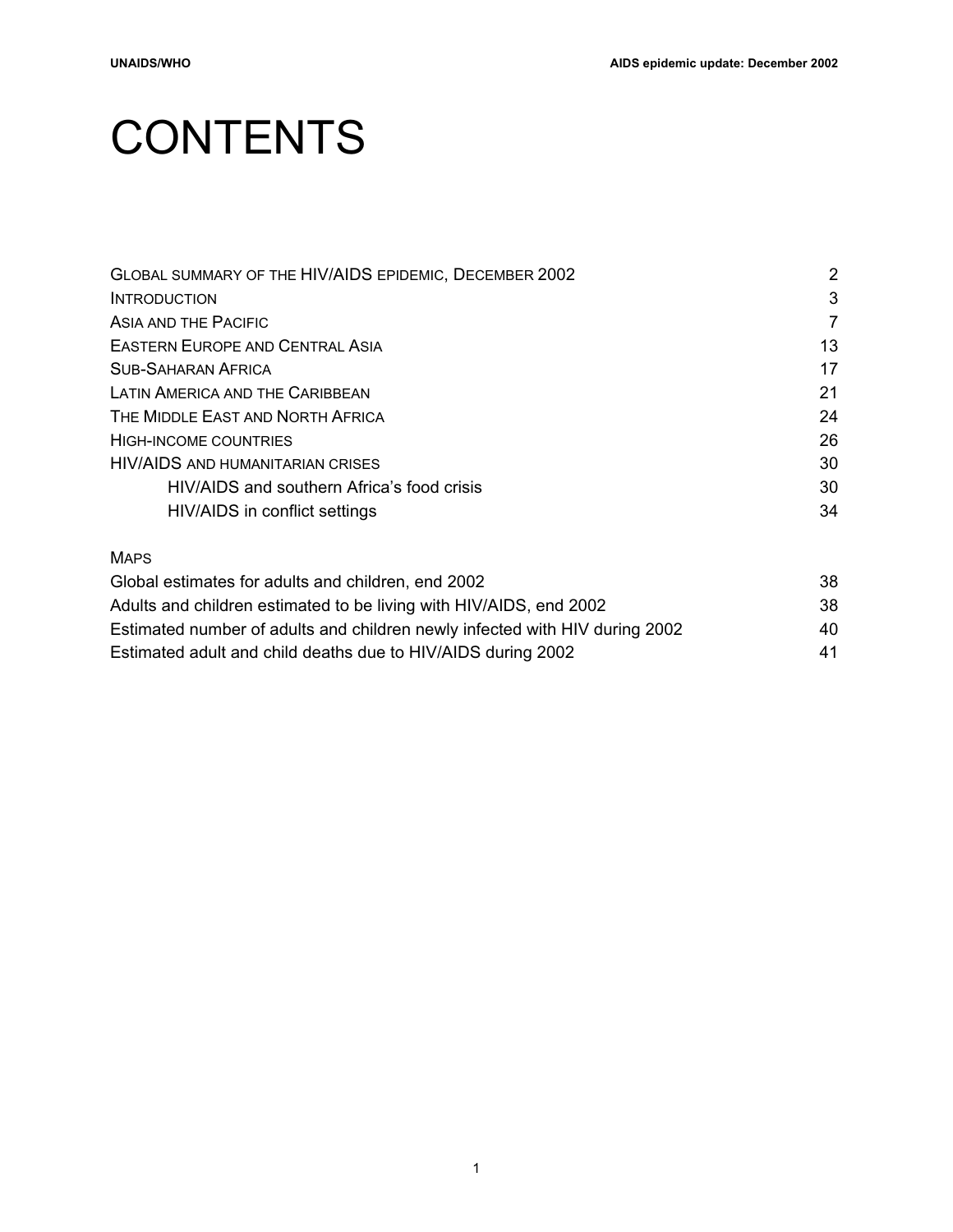# CONTENTS

| | |
|---|---|
| GLOBAL SUMMARY OF THE HIV/AIDS EPIDEMIC, DECEMBER 2002 | 2 |
| INTRODUCTION | 3 |
| ASIA AND THE PACIFIC | 7 |
| EASTERN EUROPE AND CENTRAL ASIA | 13 |
| SUB-SAHARAN AFRICA | 17 |
| LATIN AMERICA AND THE CARIBBEAN | 21 |
| THE MIDDLE EAST AND NORTH AFRICA | 24 |
| HIGH-INCOME COUNTRIES | 26 |
| HIV/AIDS AND HUMANITARIAN CRISES | 30 |
| HIV/AIDS and southern Africa's food crisis | 30 |
| HIV/AIDS in conflict settings | 34 |

MAPS

| | |
|---|---|
| Global estimates for adults and children, end 2002 | 38 |
| Adults and children estimated to be living with HIV/AIDS, end 2002 | 38 |
| Estimated number of adults and children newly infected with HIV during 2002 | 40 |
| Estimated adult and child deaths due to HIV/AIDS during 2002 | 41 |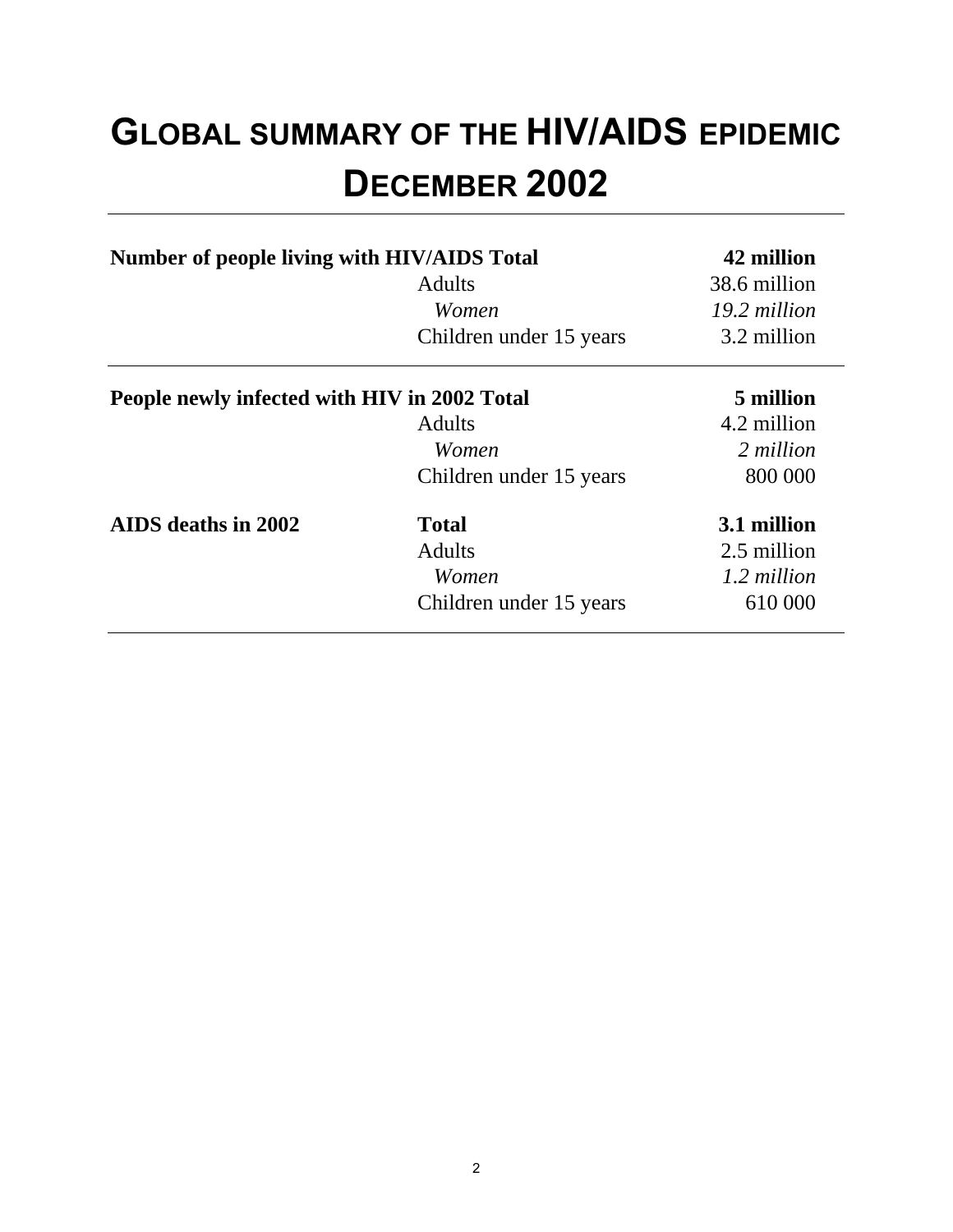# GLOBAL SUMMARY OF THE HIV/AIDS EPIDEMIC DECEMBER 2002

| | | |
|---|---|---|
| **Number of people living with HIV/AIDS** | **Total** | **42 million** |
| | Adults | 38.6 million |
| | *Women* | *19.2 million* |
| | Children under 15 years | 3.2 million |
| **People newly infected with HIV in 2002** | **Total** | **5 million** |
| | Adults | 4.2 million |
| | *Women* | *2 million* |
| | Children under 15 years | 800 000 |
| **AIDS deaths in 2002** | **Total** | **3.1 million** |
| | Adults | 2.5 million |
| | *Women* | *1.2 million* |
| | Children under 15 years | 610 000 |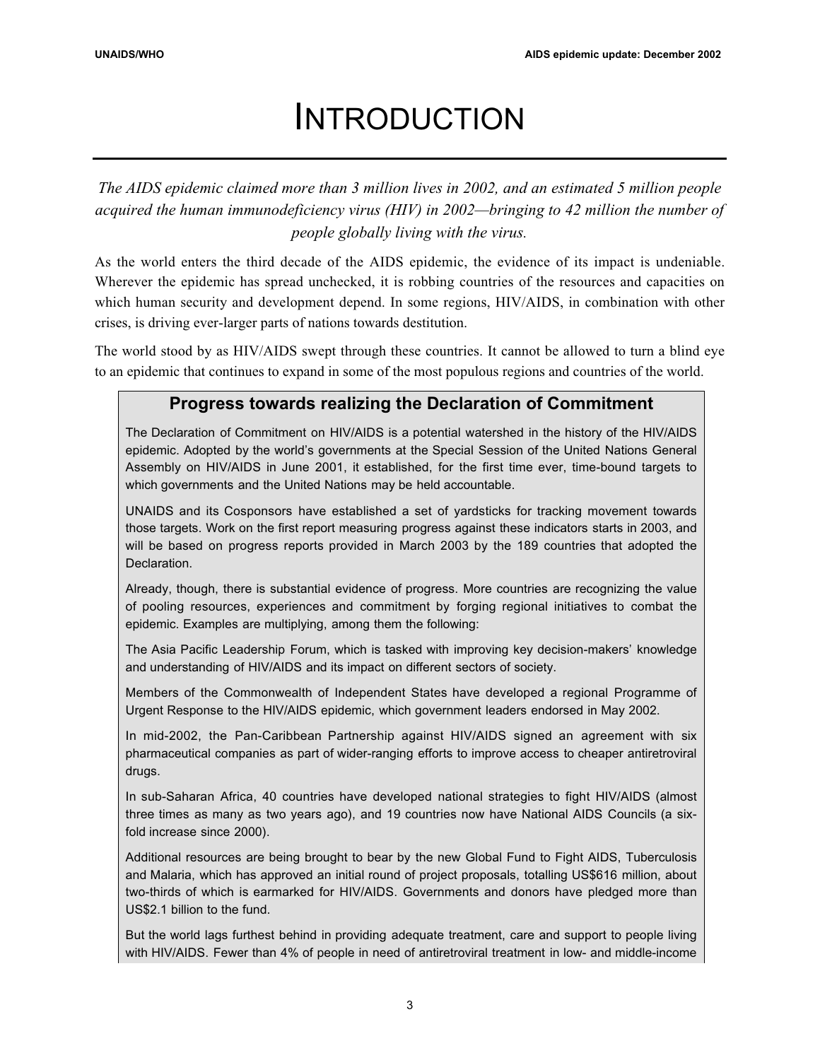# INTRODUCTION

*The AIDS epidemic claimed more than 3 million lives in 2002, and an estimated 5 million people acquired the human immunodeficiency virus (HIV) in 2002—bringing to 42 million the number of people globally living with the virus.*

As the world enters the third decade of the AIDS epidemic, the evidence of its impact is undeniable. Wherever the epidemic has spread unchecked, it is robbing countries of the resources and capacities on which human security and development depend. In some regions, HIV/AIDS, in combination with other crises, is driving ever-larger parts of nations towards destitution.

The world stood by as HIV/AIDS swept through these countries. It cannot be allowed to turn a blind eye to an epidemic that continues to expand in some of the most populous regions and countries of the world.

## Progress towards realizing the Declaration of Commitment

The Declaration of Commitment on HIV/AIDS is a potential watershed in the history of the HIV/AIDS epidemic. Adopted by the world's governments at the Special Session of the United Nations General Assembly on HIV/AIDS in June 2001, it established, for the first time ever, time-bound targets to which governments and the United Nations may be held accountable.

UNAIDS and its Cosponsors have established a set of yardsticks for tracking movement towards those targets. Work on the first report measuring progress against these indicators starts in 2003, and will be based on progress reports provided in March 2003 by the 189 countries that adopted the Declaration.

Already, though, there is substantial evidence of progress. More countries are recognizing the value of pooling resources, experiences and commitment by forging regional initiatives to combat the epidemic. Examples are multiplying, among them the following:

The Asia Pacific Leadership Forum, which is tasked with improving key decision-makers' knowledge and understanding of HIV/AIDS and its impact on different sectors of society.

Members of the Commonwealth of Independent States have developed a regional Programme of Urgent Response to the HIV/AIDS epidemic, which government leaders endorsed in May 2002.

In mid-2002, the Pan-Caribbean Partnership against HIV/AIDS signed an agreement with six pharmaceutical companies as part of wider-ranging efforts to improve access to cheaper antiretroviral drugs.

In sub-Saharan Africa, 40 countries have developed national strategies to fight HIV/AIDS (almost three times as many as two years ago), and 19 countries now have National AIDS Councils (a six-fold increase since 2000).

Additional resources are being brought to bear by the new Global Fund to Fight AIDS, Tuberculosis and Malaria, which has approved an initial round of project proposals, totalling US$616 million, about two-thirds of which is earmarked for HIV/AIDS. Governments and donors have pledged more than US$2.1 billion to the fund.

But the world lags furthest behind in providing adequate treatment, care and support to people living with HIV/AIDS. Fewer than 4% of people in need of antiretroviral treatment in low- and middle-income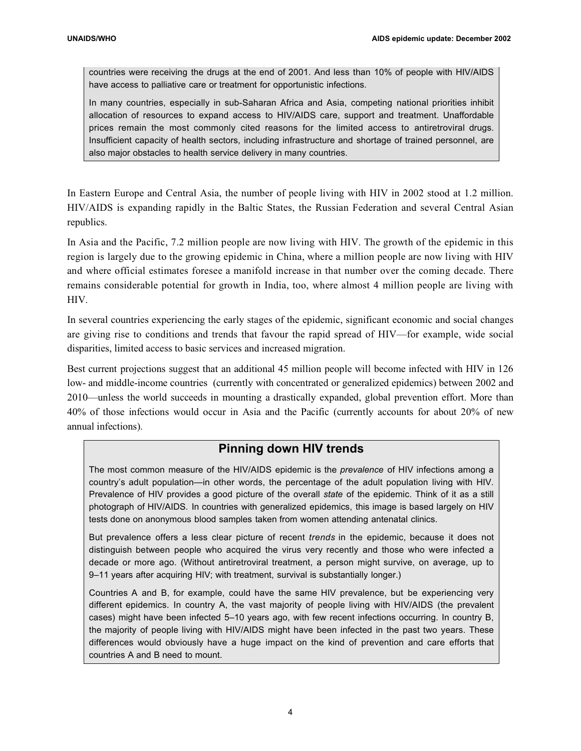countries were receiving the drugs at the end of 2001. And less than 10% of people with HIV/AIDS have access to palliative care or treatment for opportunistic infections.

In many countries, especially in sub-Saharan Africa and Asia, competing national priorities inhibit allocation of resources to expand access to HIV/AIDS care, support and treatment. Unaffordable prices remain the most commonly cited reasons for the limited access to antiretroviral drugs. Insufficient capacity of health sectors, including infrastructure and shortage of trained personnel, are also major obstacles to health service delivery in many countries.

In Eastern Europe and Central Asia, the number of people living with HIV in 2002 stood at 1.2 million. HIV/AIDS is expanding rapidly in the Baltic States, the Russian Federation and several Central Asian republics.

In Asia and the Pacific, 7.2 million people are now living with HIV. The growth of the epidemic in this region is largely due to the growing epidemic in China, where a million people are now living with HIV and where official estimates foresee a manifold increase in that number over the coming decade. There remains considerable potential for growth in India, too, where almost 4 million people are living with HIV.

In several countries experiencing the early stages of the epidemic, significant economic and social changes are giving rise to conditions and trends that favour the rapid spread of HIV—for example, wide social disparities, limited access to basic services and increased migration.

Best current projections suggest that an additional 45 million people will become infected with HIV in 126 low- and middle-income countries (currently with concentrated or generalized epidemics) between 2002 and 2010—unless the world succeeds in mounting a drastically expanded, global prevention effort. More than 40% of those infections would occur in Asia and the Pacific (currently accounts for about 20% of new annual infections).

## Pinning down HIV trends

The most common measure of the HIV/AIDS epidemic is the *prevalence* of HIV infections among a country's adult population—in other words, the percentage of the adult population living with HIV. Prevalence of HIV provides a good picture of the overall *state* of the epidemic. Think of it as a still photograph of HIV/AIDS. In countries with generalized epidemics, this image is based largely on HIV tests done on anonymous blood samples taken from women attending antenatal clinics.

But prevalence offers a less clear picture of recent *trends* in the epidemic, because it does not distinguish between people who acquired the virus very recently and those who were infected a decade or more ago. (Without antiretroviral treatment, a person might survive, on average, up to 9–11 years after acquiring HIV; with treatment, survival is substantially longer.)

Countries A and B, for example, could have the same HIV prevalence, but be experiencing very different epidemics. In country A, the vast majority of people living with HIV/AIDS (the prevalent cases) might have been infected 5–10 years ago, with few recent infections occurring. In country B, the majority of people living with HIV/AIDS might have been infected in the past two years. These differences would obviously have a huge impact on the kind of prevention and care efforts that countries A and B need to mount.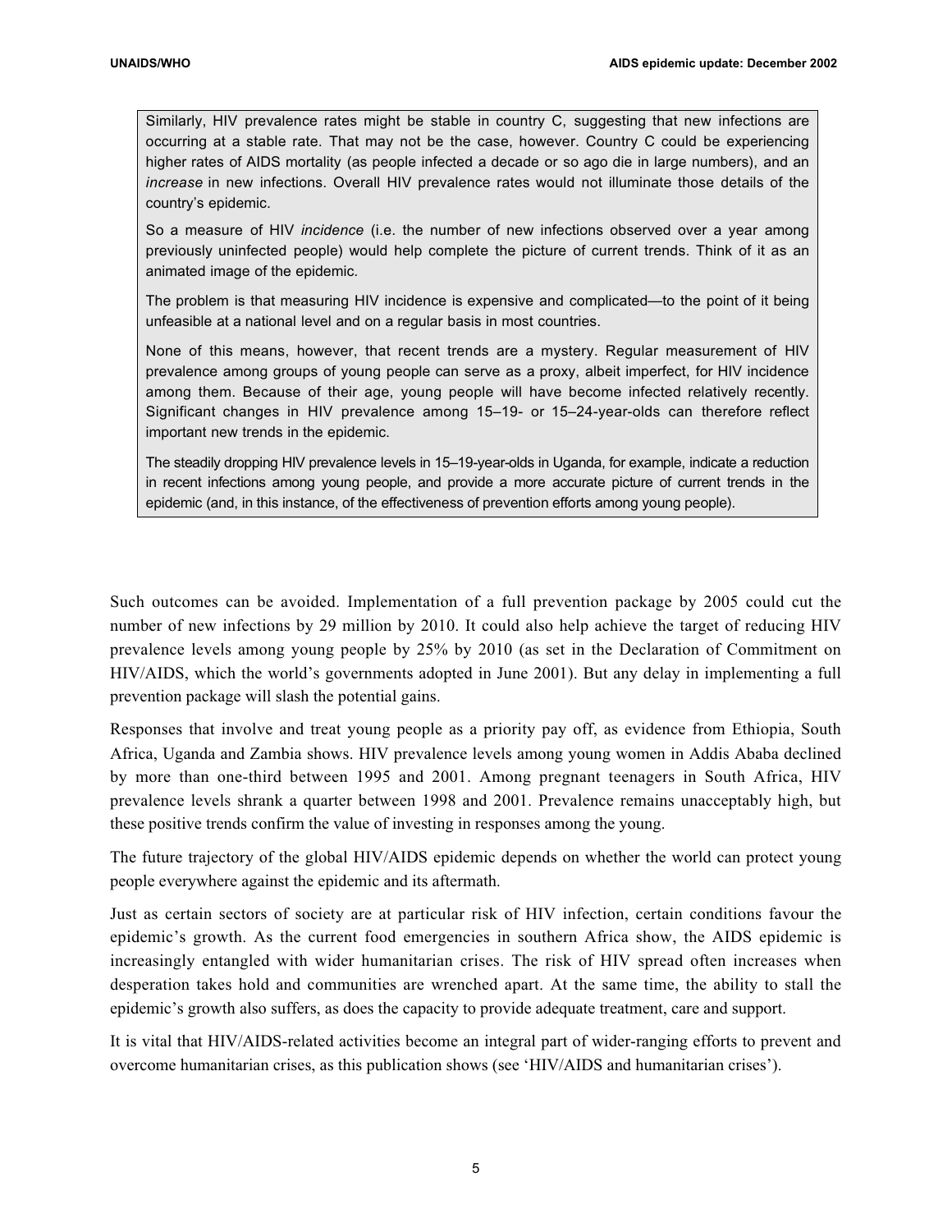Similarly, HIV prevalence rates might be stable in country C, suggesting that new infections are occurring at a stable rate. That may not be the case, however. Country C could be experiencing higher rates of AIDS mortality (as people infected a decade or so ago die in large numbers), and an *increase* in new infections. Overall HIV prevalence rates would not illuminate those details of the country's epidemic.

So a measure of HIV *incidence* (i.e. the number of new infections observed over a year among previously uninfected people) would help complete the picture of current trends. Think of it as an animated image of the epidemic.

The problem is that measuring HIV incidence is expensive and complicated—to the point of it being unfeasible at a national level and on a regular basis in most countries.

None of this means, however, that recent trends are a mystery. Regular measurement of HIV prevalence among groups of young people can serve as a proxy, albeit imperfect, for HIV incidence among them. Because of their age, young people will have become infected relatively recently. Significant changes in HIV prevalence among 15–19- or 15–24-year-olds can therefore reflect important new trends in the epidemic.

The steadily dropping HIV prevalence levels in 15–19-year-olds in Uganda, for example, indicate a reduction in recent infections among young people, and provide a more accurate picture of current trends in the epidemic (and, in this instance, of the effectiveness of prevention efforts among young people).

Such outcomes can be avoided. Implementation of a full prevention package by 2005 could cut the number of new infections by 29 million by 2010. It could also help achieve the target of reducing HIV prevalence levels among young people by 25% by 2010 (as set in the Declaration of Commitment on HIV/AIDS, which the world's governments adopted in June 2001). But any delay in implementing a full prevention package will slash the potential gains.

Responses that involve and treat young people as a priority pay off, as evidence from Ethiopia, South Africa, Uganda and Zambia shows. HIV prevalence levels among young women in Addis Ababa declined by more than one-third between 1995 and 2001. Among pregnant teenagers in South Africa, HIV prevalence levels shrank a quarter between 1998 and 2001. Prevalence remains unacceptably high, but these positive trends confirm the value of investing in responses among the young.

The future trajectory of the global HIV/AIDS epidemic depends on whether the world can protect young people everywhere against the epidemic and its aftermath.

Just as certain sectors of society are at particular risk of HIV infection, certain conditions favour the epidemic's growth. As the current food emergencies in southern Africa show, the AIDS epidemic is increasingly entangled with wider humanitarian crises. The risk of HIV spread often increases when desperation takes hold and communities are wrenched apart. At the same time, the ability to stall the epidemic's growth also suffers, as does the capacity to provide adequate treatment, care and support.

It is vital that HIV/AIDS-related activities become an integral part of wider-ranging efforts to prevent and overcome humanitarian crises, as this publication shows (see 'HIV/AIDS and humanitarian crises').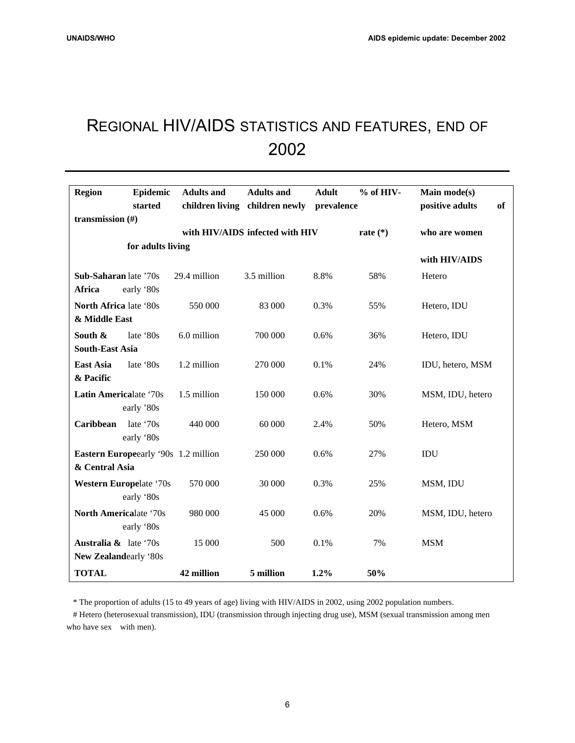# REGIONAL HIV/AIDS STATISTICS AND FEATURES, END OF 2002

| Region | Epidemic started | Adults and children living with HIV/AIDS | Adults and children newly infected with HIV | Adult prevalence rate (*) | % of HIV-positive adults who are women | Main mode(s) of transmission (#) for adults living with HIV/AIDS |
|---|---|---|---|---|---|---|
| **Sub-Saharan Africa** | late '70s early '80s | 29.4 million | 3.5 million | 8.8% | 58% | Hetero |
| **North Africa & Middle East** | late '80s | 550 000 | 83 000 | 0.3% | 55% | Hetero, IDU |
| **South & South-East Asia** | late '80s | 6.0 million | 700 000 | 0.6% | 36% | Hetero, IDU |
| **East Asia & Pacific** | late '80s | 1.2 million | 270 000 | 0.1% | 24% | IDU, hetero, MSM |
| **Latin America** | late '70s early '80s | 1.5 million | 150 000 | 0.6% | 30% | MSM, IDU, hetero |
| **Caribbean** | late '70s early '80s | 440 000 | 60 000 | 2.4% | 50% | Hetero, MSM |
| **Eastern Europe & Central Asia** | early '90s | 1.2 million | 250 000 | 0.6% | 27% | IDU |
| **Western Europe** | late '70s early '80s | 570 000 | 30 000 | 0.3% | 25% | MSM, IDU |
| **North America** | late '70s early '80s | 980 000 | 45 000 | 0.6% | 20% | MSM, IDU, hetero |
| **Australia & New Zealand** | late '70s early '80s | 15 000 | 500 | 0.1% | 7% | MSM |
| **TOTAL** | | **42 million** | **5 million** | **1.2%** | **50%** | |

* The proportion of adults (15 to 49 years of age) living with HIV/AIDS in 2002, using 2002 population numbers.

# Hetero (heterosexual transmission), IDU (transmission through injecting drug use), MSM (sexual transmission among men who have sex with men).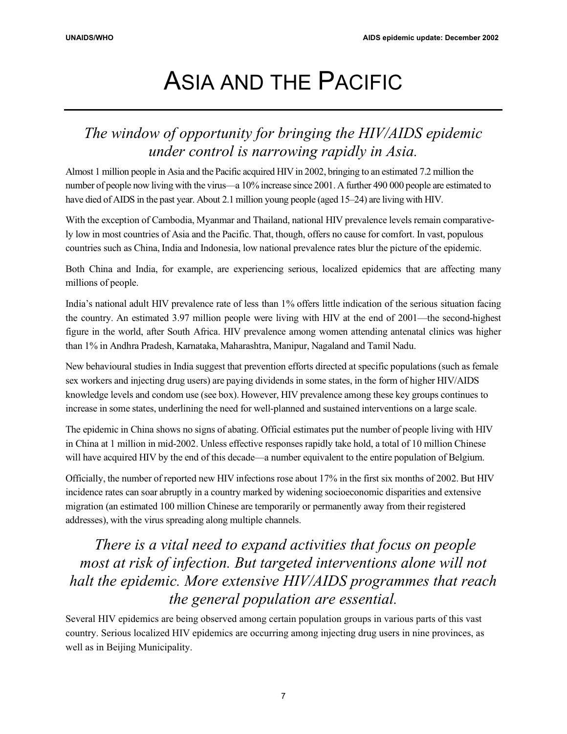# ASIA AND THE PACIFIC

## *The window of opportunity for bringing the HIV/AIDS epidemic under control is narrowing rapidly in Asia.*

Almost 1 million people in Asia and the Pacific acquired HIV in 2002, bringing to an estimated 7.2 million the number of people now living with the virus—a 10% increase since 2001. A further 490 000 people are estimated to have died of AIDS in the past year. About 2.1 million young people (aged 15–24) are living with HIV.

With the exception of Cambodia, Myanmar and Thailand, national HIV prevalence levels remain comparatively low in most countries of Asia and the Pacific. That, though, offers no cause for comfort. In vast, populous countries such as China, India and Indonesia, low national prevalence rates blur the picture of the epidemic.

Both China and India, for example, are experiencing serious, localized epidemics that are affecting many millions of people.

India's national adult HIV prevalence rate of less than 1% offers little indication of the serious situation facing the country. An estimated 3.97 million people were living with HIV at the end of 2001—the second-highest figure in the world, after South Africa. HIV prevalence among women attending antenatal clinics was higher than 1% in Andhra Pradesh, Karnataka, Maharashtra, Manipur, Nagaland and Tamil Nadu.

New behavioural studies in India suggest that prevention efforts directed at specific populations (such as female sex workers and injecting drug users) are paying dividends in some states, in the form of higher HIV/AIDS knowledge levels and condom use (see box). However, HIV prevalence among these key groups continues to increase in some states, underlining the need for well-planned and sustained interventions on a large scale.

The epidemic in China shows no signs of abating. Official estimates put the number of people living with HIV in China at 1 million in mid-2002. Unless effective responses rapidly take hold, a total of 10 million Chinese will have acquired HIV by the end of this decade—a number equivalent to the entire population of Belgium.

Officially, the number of reported new HIV infections rose about 17% in the first six months of 2002. But HIV incidence rates can soar abruptly in a country marked by widening socioeconomic disparities and extensive migration (an estimated 100 million Chinese are temporarily or permanently away from their registered addresses), with the virus spreading along multiple channels.

## *There is a vital need to expand activities that focus on people most at risk of infection. But targeted interventions alone will not halt the epidemic. More extensive HIV/AIDS programmes that reach the general population are essential.*

Several HIV epidemics are being observed among certain population groups in various parts of this vast country. Serious localized HIV epidemics are occurring among injecting drug users in nine provinces, as well as in Beijing Municipality.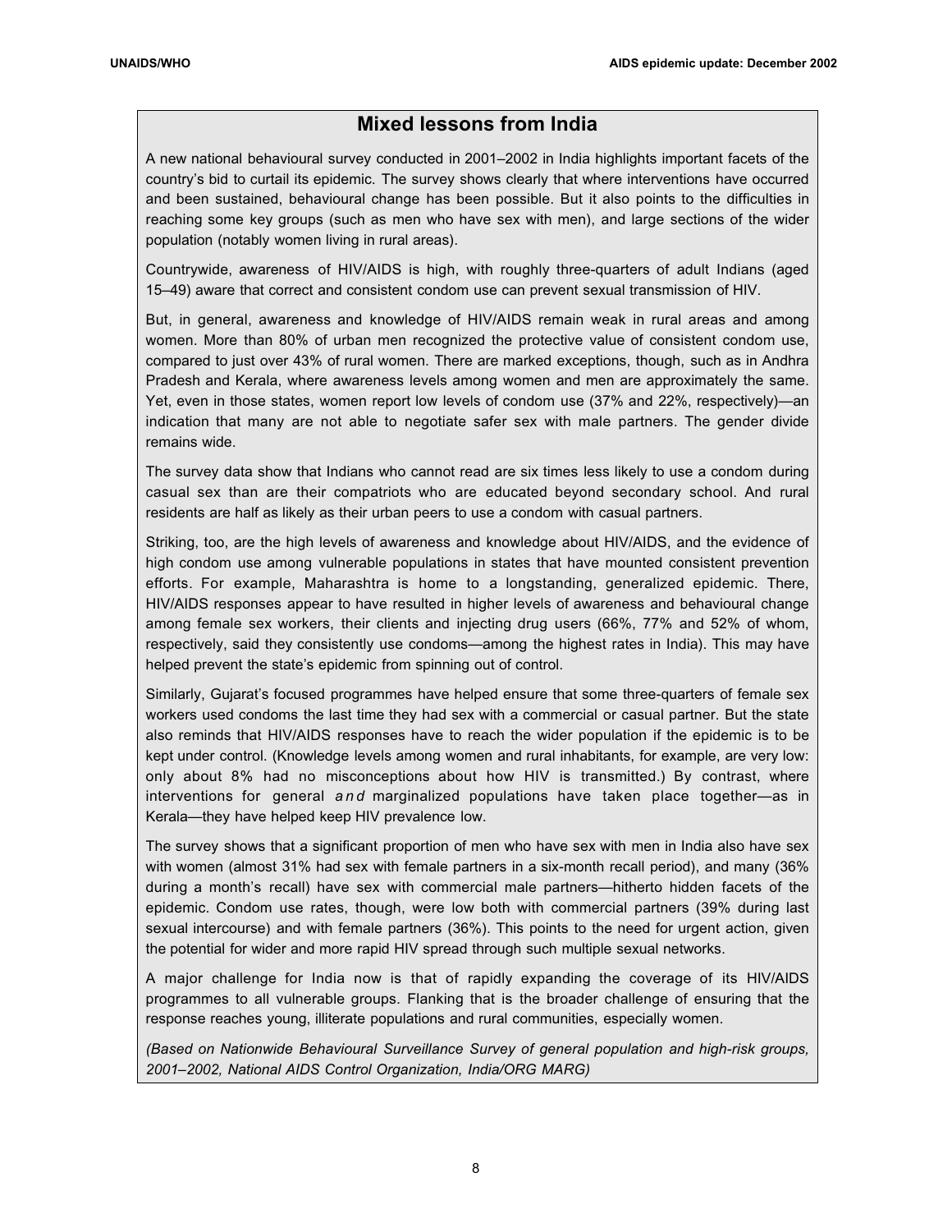## Mixed lessons from India

A new national behavioural survey conducted in 2001–2002 in India highlights important facets of the country's bid to curtail its epidemic. The survey shows clearly that where interventions have occurred and been sustained, behavioural change has been possible. But it also points to the difficulties in reaching some key groups (such as men who have sex with men), and large sections of the wider population (notably women living in rural areas).

Countrywide, awareness of HIV/AIDS is high, with roughly three-quarters of adult Indians (aged 15–49) aware that correct and consistent condom use can prevent sexual transmission of HIV.

But, in general, awareness and knowledge of HIV/AIDS remain weak in rural areas and among women. More than 80% of urban men recognized the protective value of consistent condom use, compared to just over 43% of rural women. There are marked exceptions, though, such as in Andhra Pradesh and Kerala, where awareness levels among women and men are approximately the same. Yet, even in those states, women report low levels of condom use (37% and 22%, respectively)—an indication that many are not able to negotiate safer sex with male partners. The gender divide remains wide.

The survey data show that Indians who cannot read are six times less likely to use a condom during casual sex than are their compatriots who are educated beyond secondary school. And rural residents are half as likely as their urban peers to use a condom with casual partners.

Striking, too, are the high levels of awareness and knowledge about HIV/AIDS, and the evidence of high condom use among vulnerable populations in states that have mounted consistent prevention efforts. For example, Maharashtra is home to a longstanding, generalized epidemic. There, HIV/AIDS responses appear to have resulted in higher levels of awareness and behavioural change among female sex workers, their clients and injecting drug users (66%, 77% and 52% of whom, respectively, said they consistently use condoms—among the highest rates in India). This may have helped prevent the state's epidemic from spinning out of control.

Similarly, Gujarat's focused programmes have helped ensure that some three-quarters of female sex workers used condoms the last time they had sex with a commercial or casual partner. But the state also reminds that HIV/AIDS responses have to reach the wider population if the epidemic is to be kept under control. (Knowledge levels among women and rural inhabitants, for example, are very low: only about 8% had no misconceptions about how HIV is transmitted.) By contrast, where interventions for general *and* marginalized populations have taken place together—as in Kerala—they have helped keep HIV prevalence low.

The survey shows that a significant proportion of men who have sex with men in India also have sex with women (almost 31% had sex with female partners in a six-month recall period), and many (36% during a month's recall) have sex with commercial male partners—hitherto hidden facets of the epidemic. Condom use rates, though, were low both with commercial partners (39% during last sexual intercourse) and with female partners (36%). This points to the need for urgent action, given the potential for wider and more rapid HIV spread through such multiple sexual networks.

A major challenge for India now is that of rapidly expanding the coverage of its HIV/AIDS programmes to all vulnerable groups. Flanking that is the broader challenge of ensuring that the response reaches young, illiterate populations and rural communities, especially women.

*(Based on Nationwide Behavioural Surveillance Survey of general population and high-risk groups, 2001–2002, National AIDS Control Organization, India/ORG MARG)*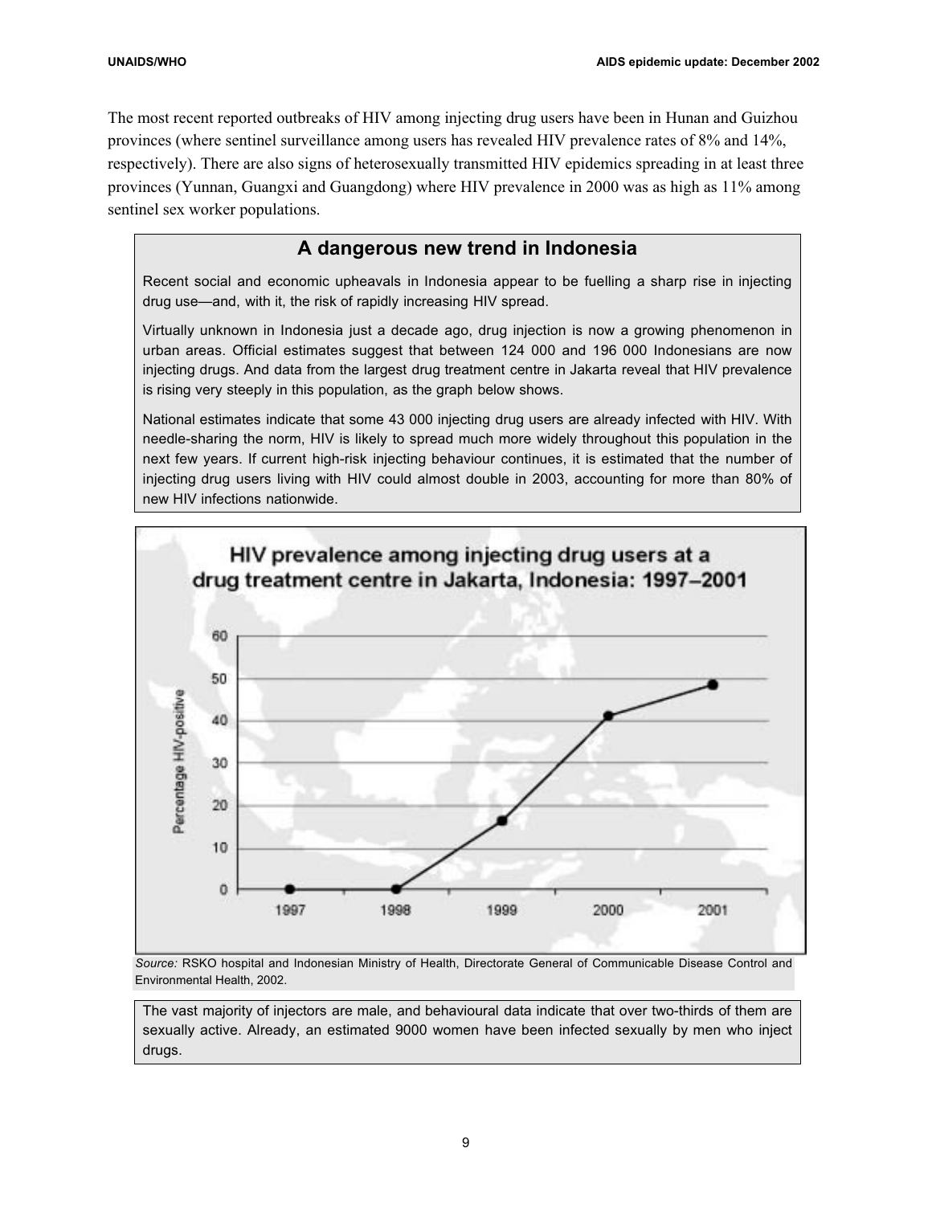The most recent reported outbreaks of HIV among injecting drug users have been in Hunan and Guizhou provinces (where sentinel surveillance among users has revealed HIV prevalence rates of 8% and 14%, respectively). There are also signs of heterosexually transmitted HIV epidemics spreading in at least three provinces (Yunnan, Guangxi and Guangdong) where HIV prevalence in 2000 was as high as 11% among sentinel sex worker populations.

## A dangerous new trend in Indonesia

Recent social and economic upheavals in Indonesia appear to be fuelling a sharp rise in injecting drug use—and, with it, the risk of rapidly increasing HIV spread.

Virtually unknown in Indonesia just a decade ago, drug injection is now a growing phenomenon in urban areas. Official estimates suggest that between 124 000 and 196 000 Indonesians are now injecting drugs. And data from the largest drug treatment centre in Jakarta reveal that HIV prevalence is rising very steeply in this population, as the graph below shows.

National estimates indicate that some 43 000 injecting drug users are already infected with HIV. With needle-sharing the norm, HIV is likely to spread much more widely throughout this population in the next few years. If current high-risk injecting behaviour continues, it is estimated that the number of injecting drug users living with HIV could almost double in 2003, accounting for more than 80% of new HIV infections nationwide.

**HIV prevalence among injecting drug users at a drug treatment centre in Jakarta, Indonesia: 1997–2001**

*Source:* RSKO hospital and Indonesian Ministry of Health, Directorate General of Communicable Disease Control and Environmental Health, 2002.

The vast majority of injectors are male, and behavioural data indicate that over two-thirds of them are sexually active. Already, an estimated 9000 women have been infected sexually by men who inject drugs.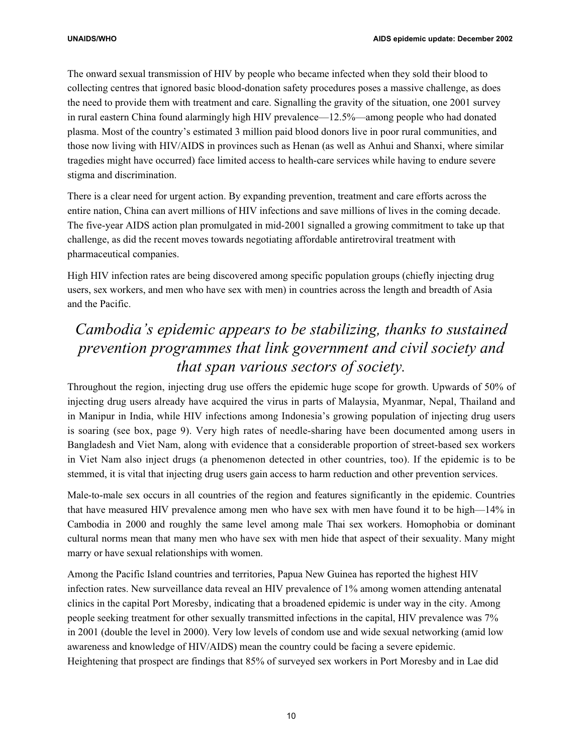The onward sexual transmission of HIV by people who became infected when they sold their blood to collecting centres that ignored basic blood-donation safety procedures poses a massive challenge, as does the need to provide them with treatment and care. Signalling the gravity of the situation, one 2001 survey in rural eastern China found alarmingly high HIV prevalence—12.5%—among people who had donated plasma. Most of the country's estimated 3 million paid blood donors live in poor rural communities, and those now living with HIV/AIDS in provinces such as Henan (as well as Anhui and Shanxi, where similar tragedies might have occurred) face limited access to health-care services while having to endure severe stigma and discrimination.

There is a clear need for urgent action. By expanding prevention, treatment and care efforts across the entire nation, China can avert millions of HIV infections and save millions of lives in the coming decade. The five-year AIDS action plan promulgated in mid-2001 signalled a growing commitment to take up that challenge, as did the recent moves towards negotiating affordable antiretroviral treatment with pharmaceutical companies.

High HIV infection rates are being discovered among specific population groups (chiefly injecting drug users, sex workers, and men who have sex with men) in countries across the length and breadth of Asia and the Pacific.

*Cambodia's epidemic appears to be stabilizing, thanks to sustained prevention programmes that link government and civil society and that span various sectors of society.*

Throughout the region, injecting drug use offers the epidemic huge scope for growth. Upwards of 50% of injecting drug users already have acquired the virus in parts of Malaysia, Myanmar, Nepal, Thailand and in Manipur in India, while HIV infections among Indonesia's growing population of injecting drug users is soaring (see box, page 9). Very high rates of needle-sharing have been documented among users in Bangladesh and Viet Nam, along with evidence that a considerable proportion of street-based sex workers in Viet Nam also inject drugs (a phenomenon detected in other countries, too). If the epidemic is to be stemmed, it is vital that injecting drug users gain access to harm reduction and other prevention services.

Male-to-male sex occurs in all countries of the region and features significantly in the epidemic. Countries that have measured HIV prevalence among men who have sex with men have found it to be high—14% in Cambodia in 2000 and roughly the same level among male Thai sex workers. Homophobia or dominant cultural norms mean that many men who have sex with men hide that aspect of their sexuality. Many might marry or have sexual relationships with women.

Among the Pacific Island countries and territories, Papua New Guinea has reported the highest HIV infection rates. New surveillance data reveal an HIV prevalence of 1% among women attending antenatal clinics in the capital Port Moresby, indicating that a broadened epidemic is under way in the city. Among people seeking treatment for other sexually transmitted infections in the capital, HIV prevalence was 7% in 2001 (double the level in 2000). Very low levels of condom use and wide sexual networking (amid low awareness and knowledge of HIV/AIDS) mean the country could be facing a severe epidemic. Heightening that prospect are findings that 85% of surveyed sex workers in Port Moresby and in Lae did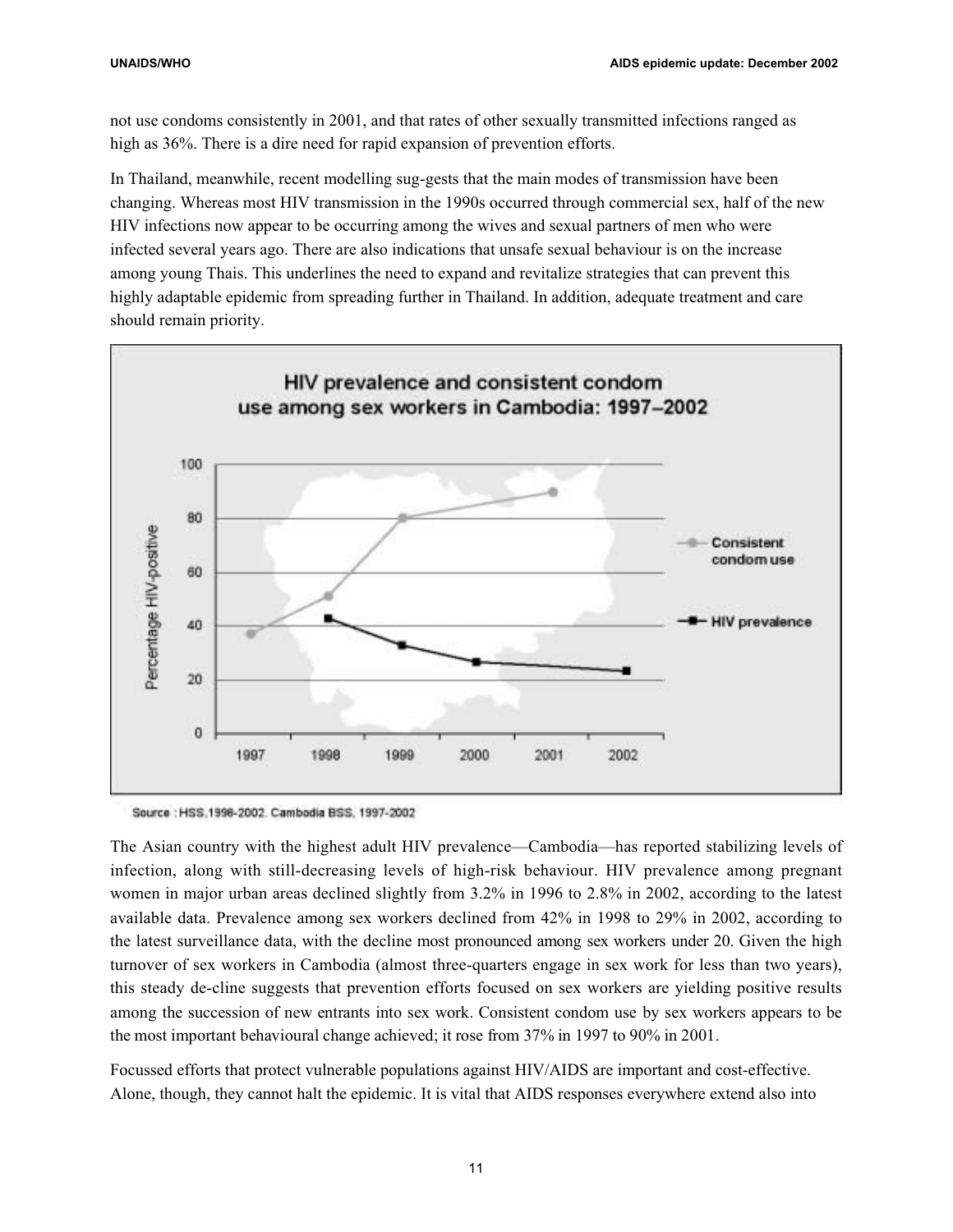not use condoms consistently in 2001, and that rates of other sexually transmitted infections ranged as high as 36%. There is a dire need for rapid expansion of prevention efforts.

In Thailand, meanwhile, recent modelling sug-gests that the main modes of transmission have been changing. Whereas most HIV transmission in the 1990s occurred through commercial sex, half of the new HIV infections now appear to be occurring among the wives and sexual partners of men who were infected several years ago. There are also indications that unsafe sexual behaviour is on the increase among young Thais. This underlines the need to expand and revitalize strategies that can prevent this highly adaptable epidemic from spreading further in Thailand. In addition, adequate treatment and care should remain priority.

**HIV prevalence and consistent condom use among sex workers in Cambodia: 1997–2002**

Source : HSS,1998-2002. Cambodia BSS, 1997-2002

The Asian country with the highest adult HIV prevalence—Cambodia—has reported stabilizing levels of infection, along with still-decreasing levels of high-risk behaviour. HIV prevalence among pregnant women in major urban areas declined slightly from 3.2% in 1996 to 2.8% in 2002, according to the latest available data. Prevalence among sex workers declined from 42% in 1998 to 29% in 2002, according to the latest surveillance data, with the decline most pronounced among sex workers under 20. Given the high turnover of sex workers in Cambodia (almost three-quarters engage in sex work for less than two years), this steady de-cline suggests that prevention efforts focused on sex workers are yielding positive results among the succession of new entrants into sex work. Consistent condom use by sex workers appears to be the most important behavioural change achieved; it rose from 37% in 1997 to 90% in 2001.

Focussed efforts that protect vulnerable populations against HIV/AIDS are important and cost-effective. Alone, though, they cannot halt the epidemic. It is vital that AIDS responses everywhere extend also into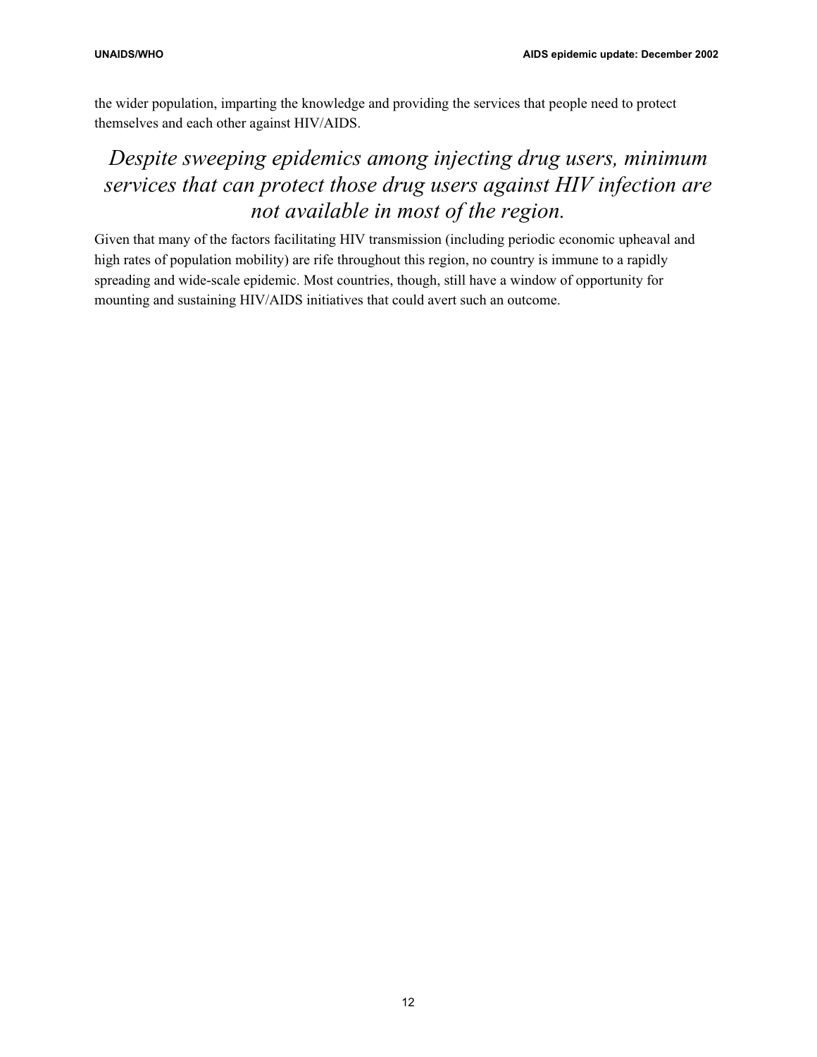the wider population, imparting the knowledge and providing the services that people need to protect themselves and each other against HIV/AIDS.

*Despite sweeping epidemics among injecting drug users, minimum services that can protect those drug users against HIV infection are not available in most of the region.*

Given that many of the factors facilitating HIV transmission (including periodic economic upheaval and high rates of population mobility) are rife throughout this region, no country is immune to a rapidly spreading and wide-scale epidemic. Most countries, though, still have a window of opportunity for mounting and sustaining HIV/AIDS initiatives that could avert such an outcome.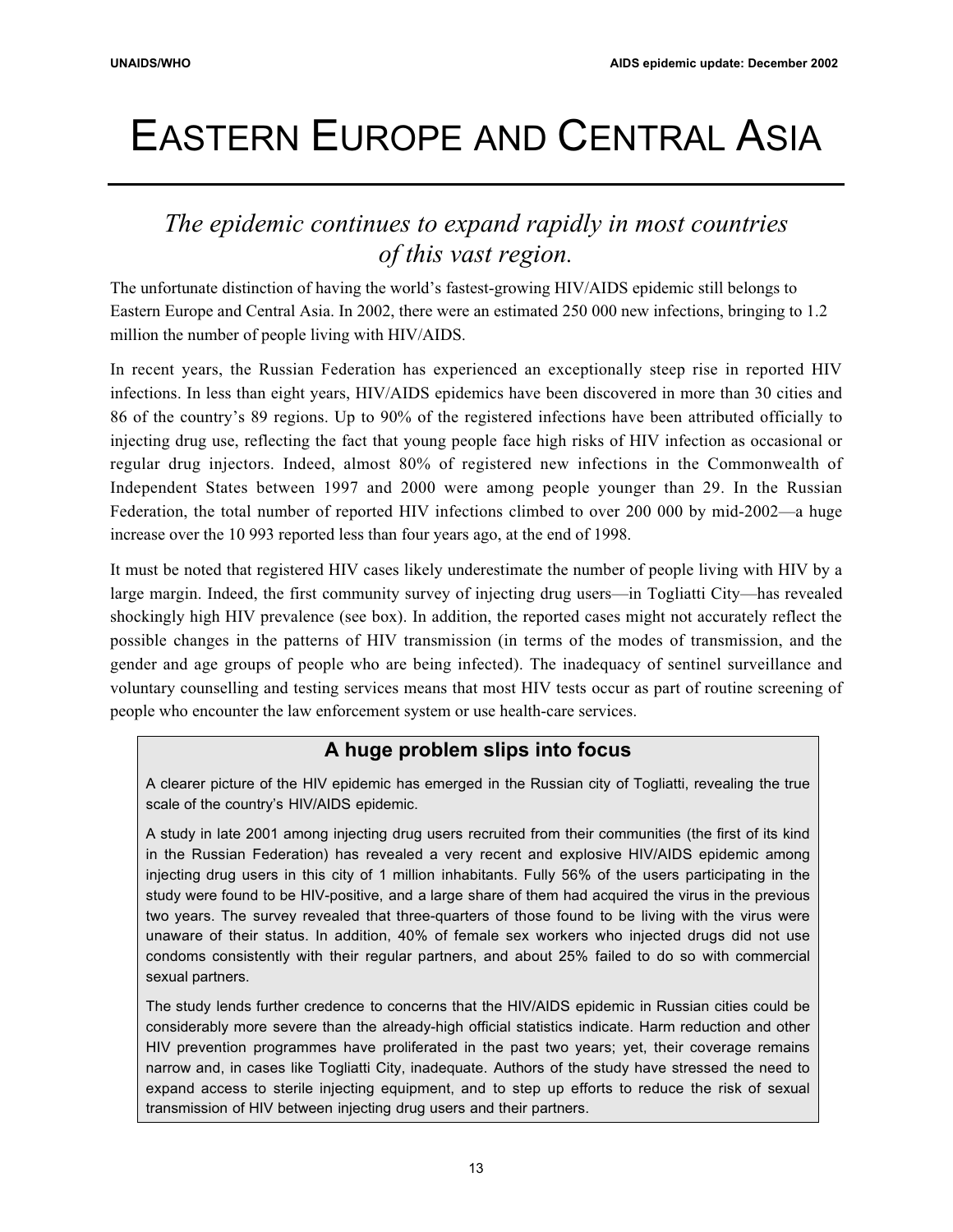# EASTERN EUROPE AND CENTRAL ASIA

*The epidemic continues to expand rapidly in most countries of this vast region.*

The unfortunate distinction of having the world's fastest-growing HIV/AIDS epidemic still belongs to Eastern Europe and Central Asia. In 2002, there were an estimated 250 000 new infections, bringing to 1.2 million the number of people living with HIV/AIDS.

In recent years, the Russian Federation has experienced an exceptionally steep rise in reported HIV infections. In less than eight years, HIV/AIDS epidemics have been discovered in more than 30 cities and 86 of the country's 89 regions. Up to 90% of the registered infections have been attributed officially to injecting drug use, reflecting the fact that young people face high risks of HIV infection as occasional or regular drug injectors. Indeed, almost 80% of registered new infections in the Commonwealth of Independent States between 1997 and 2000 were among people younger than 29. In the Russian Federation, the total number of reported HIV infections climbed to over 200 000 by mid-2002—a huge increase over the 10 993 reported less than four years ago, at the end of 1998.

It must be noted that registered HIV cases likely underestimate the number of people living with HIV by a large margin. Indeed, the first community survey of injecting drug users—in Togliatti City—has revealed shockingly high HIV prevalence (see box). In addition, the reported cases might not accurately reflect the possible changes in the patterns of HIV transmission (in terms of the modes of transmission, and the gender and age groups of people who are being infected). The inadequacy of sentinel surveillance and voluntary counselling and testing services means that most HIV tests occur as part of routine screening of people who encounter the law enforcement system or use health-care services.

### A huge problem slips into focus

A clearer picture of the HIV epidemic has emerged in the Russian city of Togliatti, revealing the true scale of the country's HIV/AIDS epidemic.

A study in late 2001 among injecting drug users recruited from their communities (the first of its kind in the Russian Federation) has revealed a very recent and explosive HIV/AIDS epidemic among injecting drug users in this city of 1 million inhabitants. Fully 56% of the users participating in the study were found to be HIV-positive, and a large share of them had acquired the virus in the previous two years. The survey revealed that three-quarters of those found to be living with the virus were unaware of their status. In addition, 40% of female sex workers who injected drugs did not use condoms consistently with their regular partners, and about 25% failed to do so with commercial sexual partners.

The study lends further credence to concerns that the HIV/AIDS epidemic in Russian cities could be considerably more severe than the already-high official statistics indicate. Harm reduction and other HIV prevention programmes have proliferated in the past two years; yet, their coverage remains narrow and, in cases like Togliatti City, inadequate. Authors of the study have stressed the need to expand access to sterile injecting equipment, and to step up efforts to reduce the risk of sexual transmission of HIV between injecting drug users and their partners.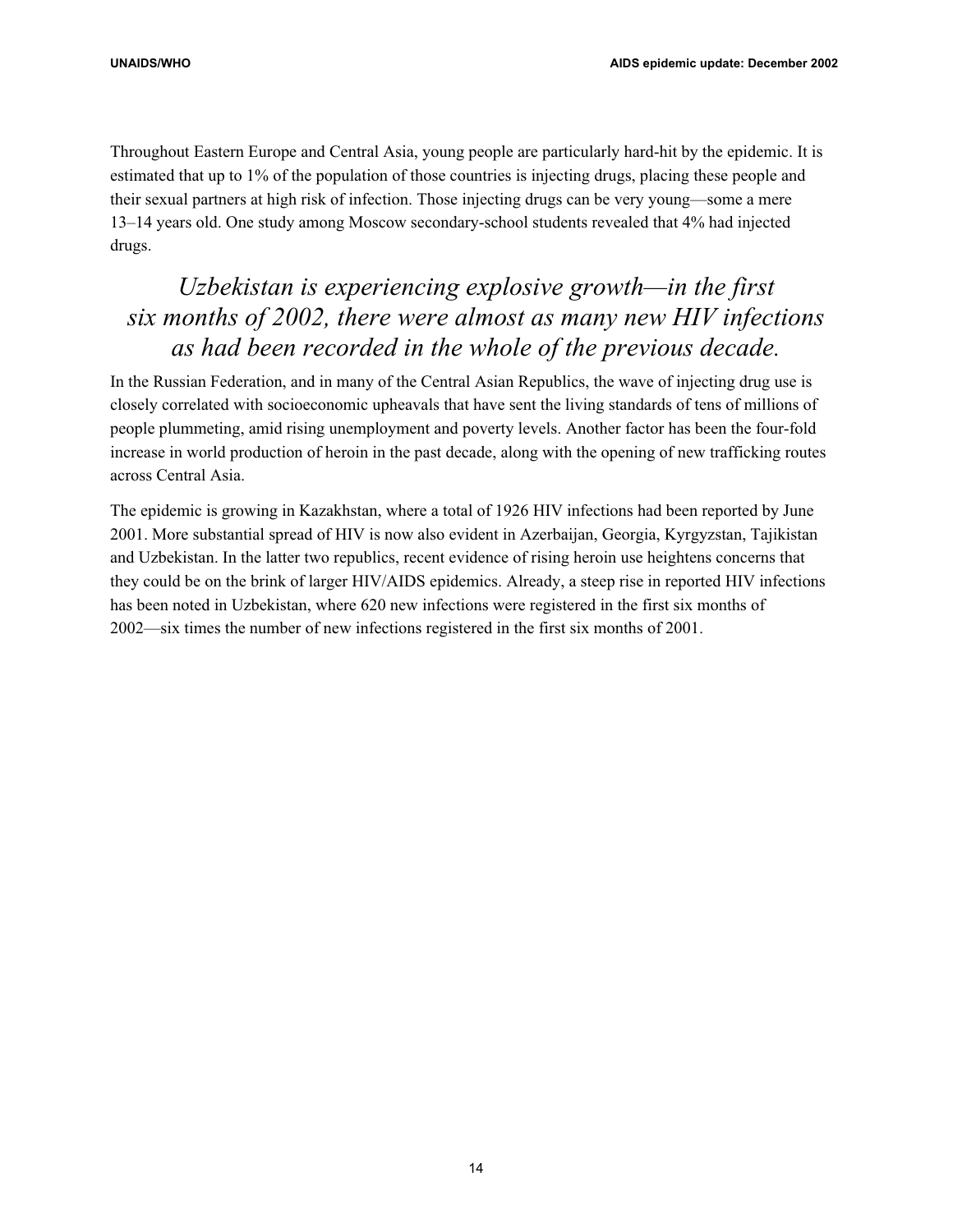Throughout Eastern Europe and Central Asia, young people are particularly hard-hit by the epidemic. It is estimated that up to 1% of the population of those countries is injecting drugs, placing these people and their sexual partners at high risk of infection. Those injecting drugs can be very young—some a mere 13–14 years old. One study among Moscow secondary-school students revealed that 4% had injected drugs.

*Uzbekistan is experiencing explosive growth—in the first six months of 2002, there were almost as many new HIV infections as had been recorded in the whole of the previous decade.*

In the Russian Federation, and in many of the Central Asian Republics, the wave of injecting drug use is closely correlated with socioeconomic upheavals that have sent the living standards of tens of millions of people plummeting, amid rising unemployment and poverty levels. Another factor has been the four-fold increase in world production of heroin in the past decade, along with the opening of new trafficking routes across Central Asia.

The epidemic is growing in Kazakhstan, where a total of 1926 HIV infections had been reported by June 2001. More substantial spread of HIV is now also evident in Azerbaijan, Georgia, Kyrgyzstan, Tajikistan and Uzbekistan. In the latter two republics, recent evidence of rising heroin use heightens concerns that they could be on the brink of larger HIV/AIDS epidemics. Already, a steep rise in reported HIV infections has been noted in Uzbekistan, where 620 new infections were registered in the first six months of 2002—six times the number of new infections registered in the first six months of 2001.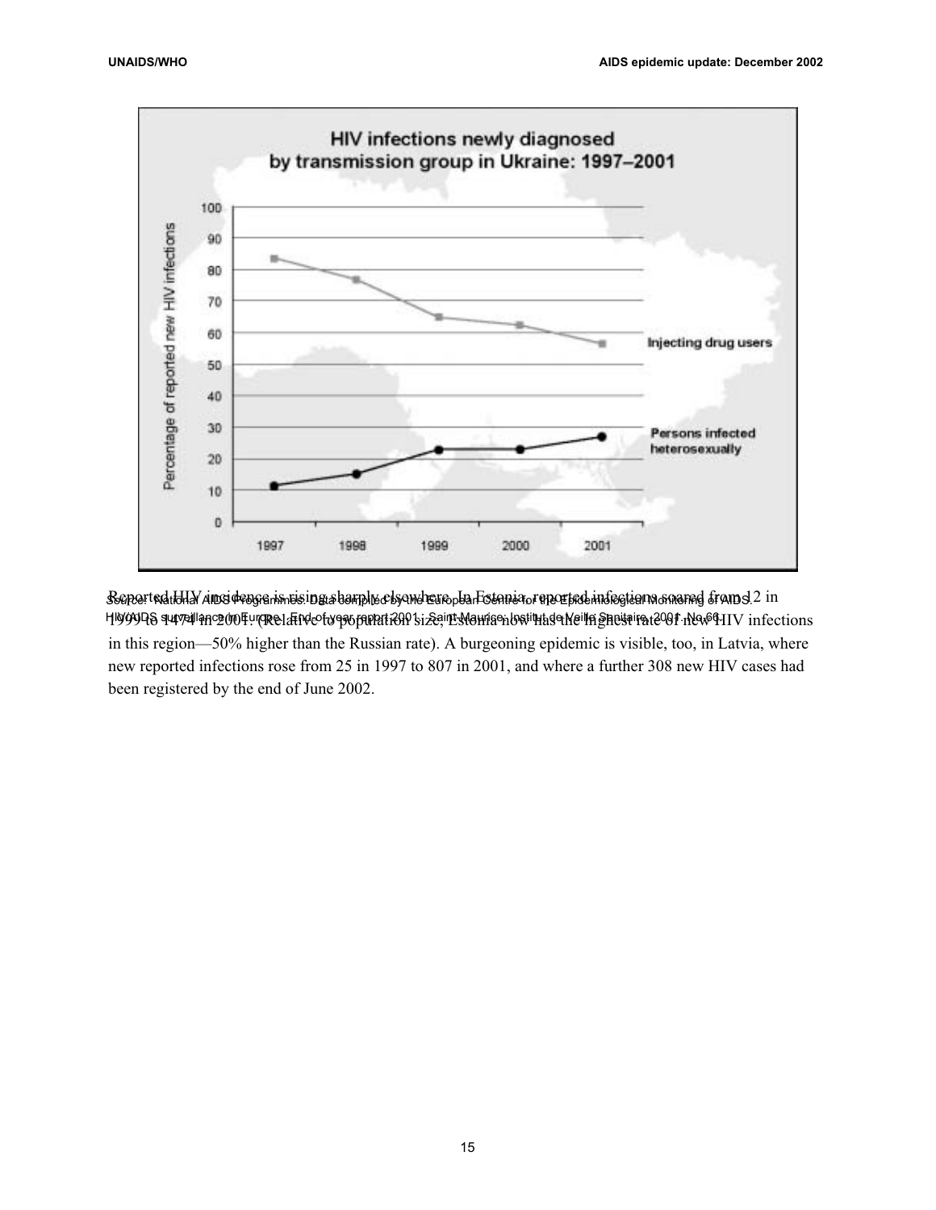**HIV infections newly diagnosed by transmission group in Ukraine: 1997–2001**

Source: National AIDS Programmes. Data compiled by the European Centre for the Epidemiological Monitoring of AIDS. HIV/AIDS surveillance in Europe. End-of-year report 2001. Saint-Maurice: Institut de Veille Sanitaire, 2001. No.66.

Reported HIV incidence is rising sharply elsewhere. In Estonia, reported infections soared from 12 in 1999 to 1474 in 2001. (Relative to population size, Estonia now has the highest rate of new HIV infections in this region—50% higher than the Russian rate). A burgeoning epidemic is visible, too, in Latvia, where new reported infections rose from 25 in 1997 to 807 in 2001, and where a further 308 new HIV cases had been registered by the end of June 2002.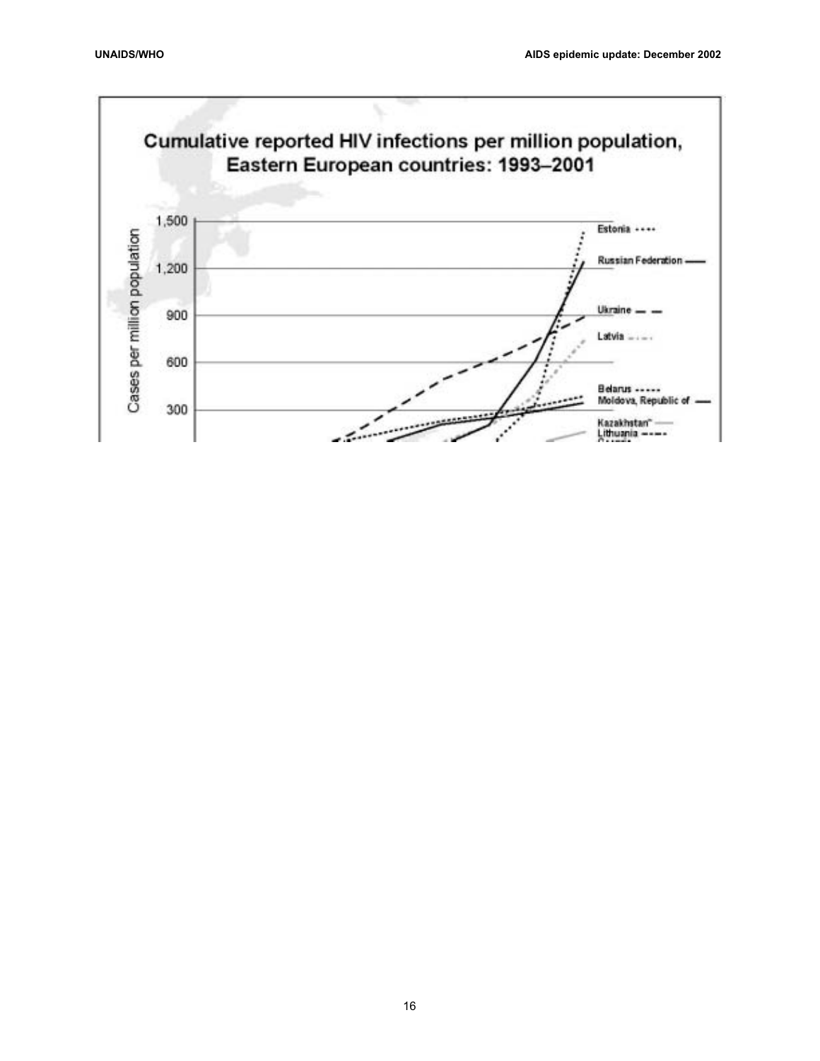Cumulative reported HIV infections per million population, Eastern European countries: 1993–2001

Cases per million population

1,500

1,200

900

600

300

Estonia

Russian Federation

Ukraine

Latvia

Belarus

Moldova, Republic of

Kazakhstan*

Lithuania